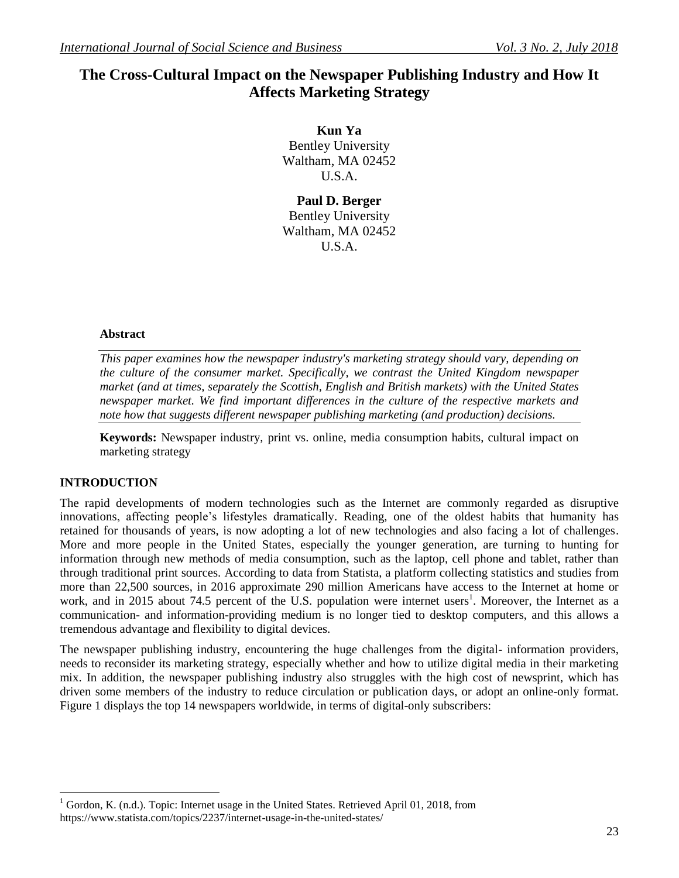# The Cross-Cultural Impact on the Newspaper Publishing Industry and How It Affects Marketing Strategy

**Kun Ya**
Bentley University
Waltham, MA 02452
U.S.A.

**Paul D. Berger**
Bentley University
Waltham, MA 02452
U.S.A.

### Abstract

*This paper examines how the newspaper industry's marketing strategy should vary, depending on the culture of the consumer market. Specifically, we contrast the United Kingdom newspaper market (and at times, separately the Scottish, English and British markets) with the United States newspaper market. We find important differences in the culture of the respective markets and note how that suggests different newspaper publishing marketing (and production) decisions.*

**Keywords:** Newspaper industry, print vs. online, media consumption habits, cultural impact on marketing strategy

## INTRODUCTION

The rapid developments of modern technologies such as the Internet are commonly regarded as disruptive innovations, affecting people's lifestyles dramatically. Reading, one of the oldest habits that humanity has retained for thousands of years, is now adopting a lot of new technologies and also facing a lot of challenges. More and more people in the United States, especially the younger generation, are turning to hunting for information through new methods of media consumption, such as the laptop, cell phone and tablet, rather than through traditional print sources. According to data from Statista, a platform collecting statistics and studies from more than 22,500 sources, in 2016 approximate 290 million Americans have access to the Internet at home or work, and in 2015 about 74.5 percent of the U.S. population were internet users[1]. Moreover, the Internet as a communication- and information-providing medium is no longer tied to desktop computers, and this allows a tremendous advantage and flexibility to digital devices.

The newspaper publishing industry, encountering the huge challenges from the digital- information providers, needs to reconsider its marketing strategy, especially whether and how to utilize digital media in their marketing mix. In addition, the newspaper publishing industry also struggles with the high cost of newsprint, which has driven some members of the industry to reduce circulation or publication days, or adopt an online-only format. Figure 1 displays the top 14 newspapers worldwide, in terms of digital-only subscribers:

[1] Gordon, K. (n.d.). Topic: Internet usage in the United States. Retrieved April 01, 2018, from https://www.statista.com/topics/2237/internet-usage-in-the-united-states/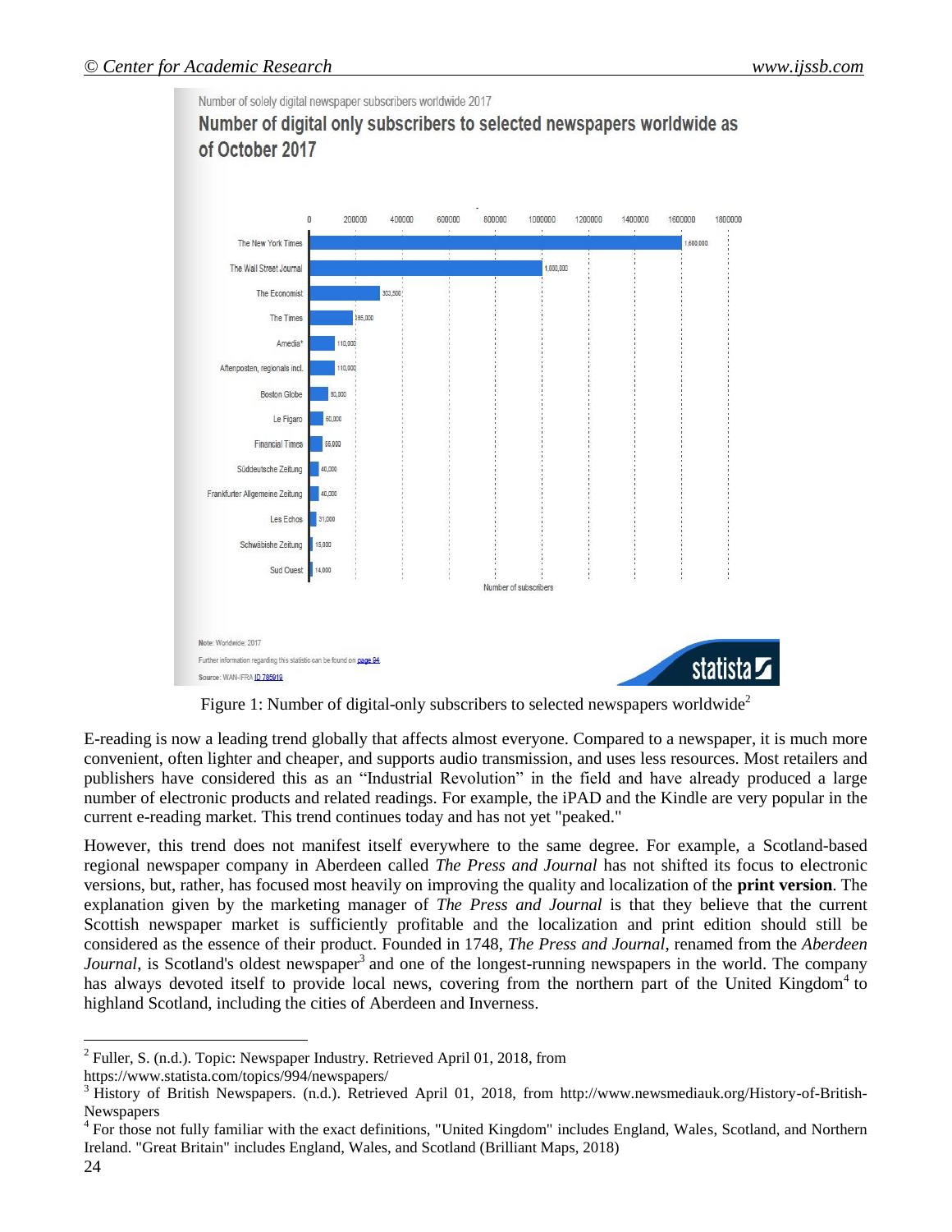Number of solely digital newspaper subscribers worldwide 2017

**Number of digital only subscribers to selected newspapers worldwide as of October 2017**

| Newspaper | Number of subscribers |
|---|---|
| The New York Times | 1,600,000 |
| The Wall Street Journal | 1,000,000 |
| The Economist | 303,500 |
| The Times | 185,000 |
| Amedia* | 110,000 |
| Aftenposten, regionals incl. | 110,000 |
| Boston Globe | 80,000 |
| Le Figaro | 60,000 |
| Financial Times | 55,000 |
| Süddeutsche Zeitung | 40,000 |
| Frankfurter Allgemeine Zeitung | 40,000 |
| Les Echos | 31,000 |
| Schwäbishe Zeitung | 15,000 |
| Sud Ouest | 14,000 |

Note: Worldwide; 2017

Further information regarding this statistic can be found on page 94

Source: WAN-IFRA ID 785919

Figure 1: Number of digital-only subscribers to selected newspapers worldwide[2]

E-reading is now a leading trend globally that affects almost everyone. Compared to a newspaper, it is much more convenient, often lighter and cheaper, and supports audio transmission, and uses less resources. Most retailers and publishers have considered this as an "Industrial Revolution" in the field and have already produced a large number of electronic products and related readings. For example, the iPAD and the Kindle are very popular in the current e-reading market. This trend continues today and has not yet "peaked."

However, this trend does not manifest itself everywhere to the same degree. For example, a Scotland-based regional newspaper company in Aberdeen called *The Press and Journal* has not shifted its focus to electronic versions, but, rather, has focused most heavily on improving the quality and localization of the **print version**. The explanation given by the marketing manager of *The Press and Journal* is that they believe that the current Scottish newspaper market is sufficiently profitable and the localization and print edition should still be considered as the essence of their product. Founded in 1748, *The Press and Journal*, renamed from the *Aberdeen Journal*, is Scotland's oldest newspaper[3] and one of the longest-running newspapers in the world. The company has always devoted itself to provide local news, covering from the northern part of the United Kingdom[4] to highland Scotland, including the cities of Aberdeen and Inverness.

---

[2] Fuller, S. (n.d.). Topic: Newspaper Industry. Retrieved April 01, 2018, from https://www.statista.com/topics/994/newspapers/

[3] History of British Newspapers. (n.d.). Retrieved April 01, 2018, from http://www.newsmediauk.org/History-of-British-Newspapers

[4] For those not fully familiar with the exact definitions, "United Kingdom" includes England, Wales, Scotland, and Northern Ireland. "Great Britain" includes England, Wales, and Scotland (Brilliant Maps, 2018)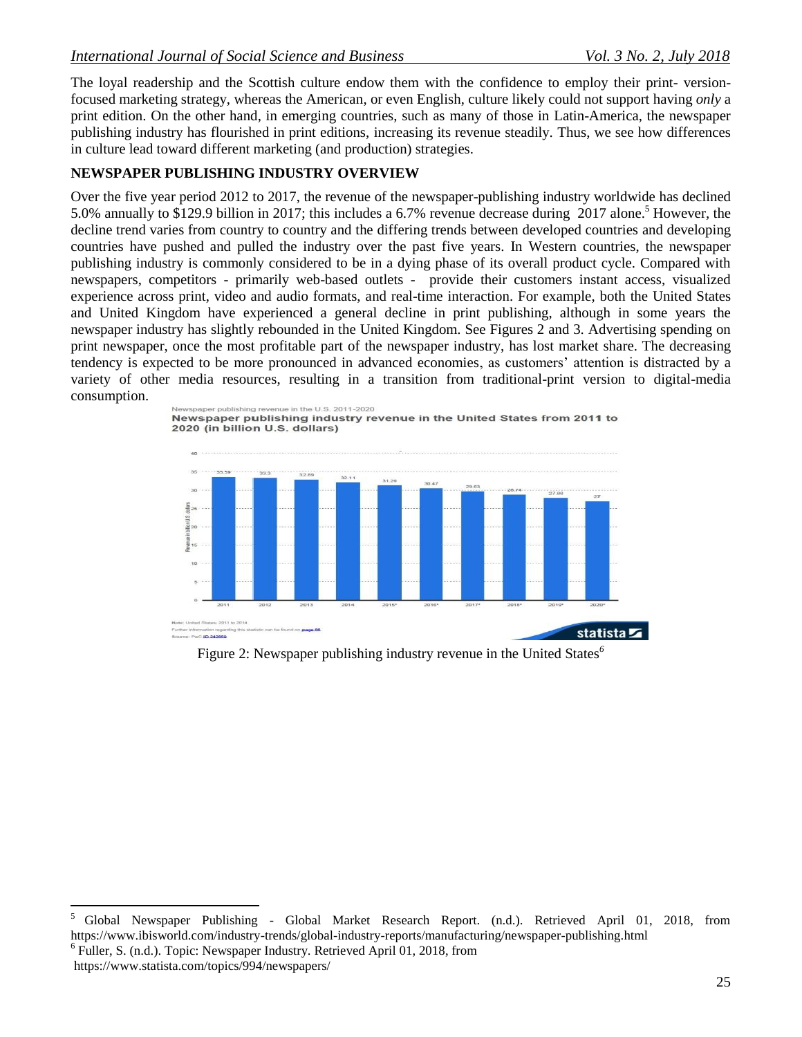The loyal readership and the Scottish culture endow them with the confidence to employ their print- version-focused marketing strategy, whereas the American, or even English, culture likely could not support having *only* a print edition. On the other hand, in emerging countries, such as many of those in Latin-America, the newspaper publishing industry has flourished in print editions, increasing its revenue steadily. Thus, we see how differences in culture lead toward different marketing (and production) strategies.

## NEWSPAPER PUBLISHING INDUSTRY OVERVIEW

Over the five year period 2012 to 2017, the revenue of the newspaper-publishing industry worldwide has declined 5.0% annually to $129.9 billion in 2017; this includes a 6.7% revenue decrease during 2017 alone.[5] However, the decline trend varies from country to country and the differing trends between developed countries and developing countries have pushed and pulled the industry over the past five years. In Western countries, the newspaper publishing industry is commonly considered to be in a dying phase of its overall product cycle. Compared with newspapers, competitors - primarily web-based outlets - provide their customers instant access, visualized experience across print, video and audio formats, and real-time interaction. For example, both the United States and United Kingdom have experienced a general decline in print publishing, although in some years the newspaper industry has slightly rebounded in the United Kingdom. See Figures 2 and 3. Advertising spending on print newspaper, once the most profitable part of the newspaper industry, has lost market share. The decreasing tendency is expected to be more pronounced in advanced economies, as customers' attention is distracted by a variety of other media resources, resulting in a transition from traditional-print version to digital-media consumption.

Newspaper publishing revenue in the U.S. 2011-2020

**Newspaper publishing industry revenue in the United States from 2011 to 2020 (in billion U.S. dollars)**

| Year | Revenue in billion U.S. dollars |
|---|---|
| 2011 | 33.59 |
| 2012 | 33.3 |
| 2013 | 32.69 |
| 2014 | 32.11 |
| 2015* | 31.29 |
| 2016* | 30.47 |
| 2017* | 29.63 |
| 2018* | 28.74 |
| 2019* | 27.86 |
| 2020* | 27 |

Note: United States; 2011 to 2014
Further information regarding this statistic can be found on page 66.
Source: PwC ID 242659

Figure 2: Newspaper publishing industry revenue in the United States[6]

---

[5] Global Newspaper Publishing - Global Market Research Report. (n.d.). Retrieved April 01, 2018, from https://www.ibisworld.com/industry-trends/global-industry-reports/manufacturing/newspaper-publishing.html

[6] Fuller, S. (n.d.). Topic: Newspaper Industry. Retrieved April 01, 2018, from https://www.statista.com/topics/994/newspapers/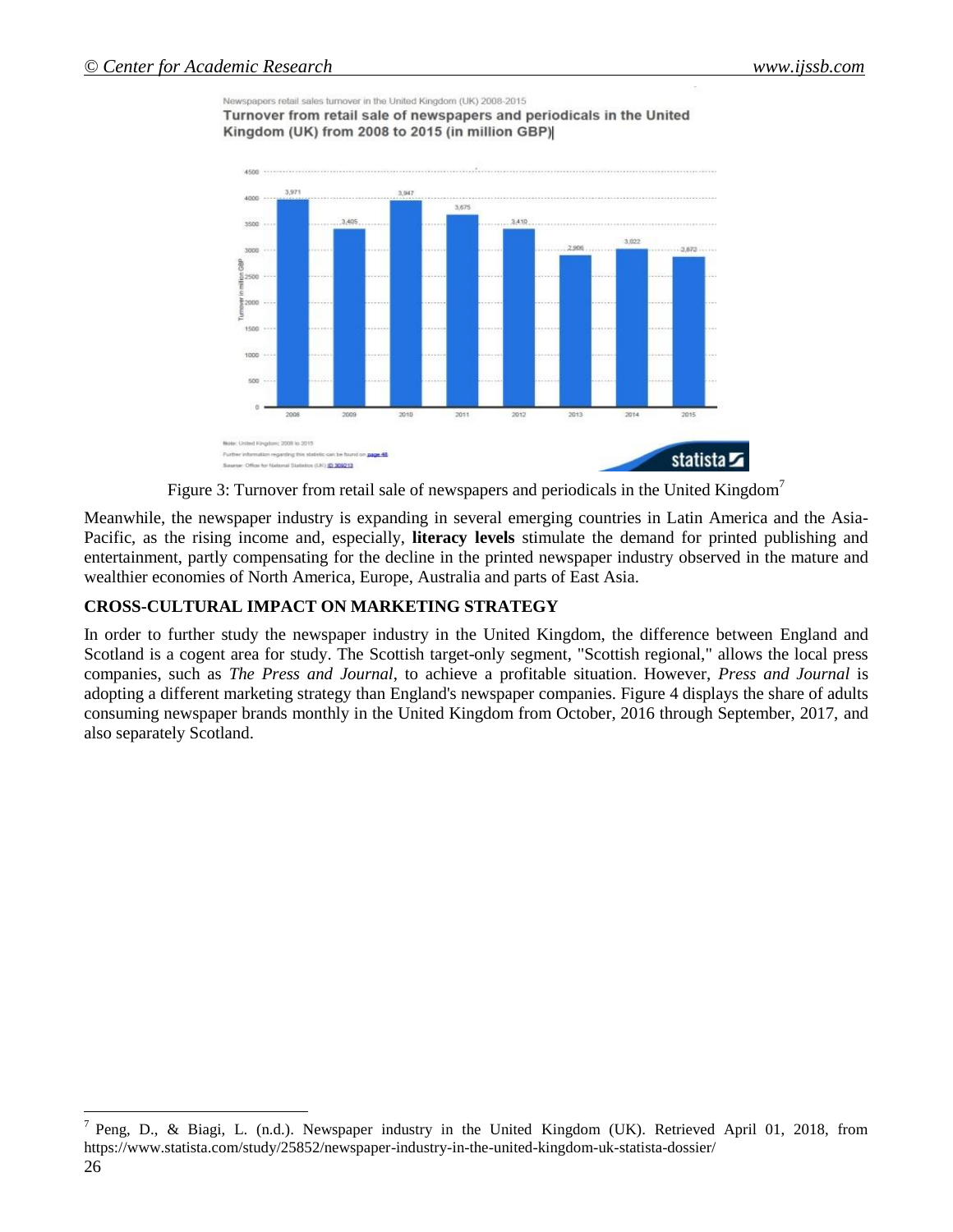Figure 3: Turnover from retail sale of newspapers and periodicals in the United Kingdom[7]

Meanwhile, the newspaper industry is expanding in several emerging countries in Latin America and the Asia-Pacific, as the rising income and, especially, **literacy levels** stimulate the demand for printed publishing and entertainment, partly compensating for the decline in the printed newspaper industry observed in the mature and wealthier economies of North America, Europe, Australia and parts of East Asia.

## CROSS-CULTURAL IMPACT ON MARKETING STRATEGY

In order to further study the newspaper industry in the United Kingdom, the difference between England and Scotland is a cogent area for study. The Scottish target-only segment, "Scottish regional," allows the local press companies, such as *The Press and Journal*, to achieve a profitable situation. However, *Press and Journal* is adopting a different marketing strategy than England's newspaper companies. Figure 4 displays the share of adults consuming newspaper brands monthly in the United Kingdom from October, 2016 through September, 2017, and also separately Scotland.

---

[7] Peng, D., & Biagi, L. (n.d.). Newspaper industry in the United Kingdom (UK). Retrieved April 01, 2018, from https://www.statista.com/study/25852/newspaper-industry-in-the-united-kingdom-uk-statista-dossier/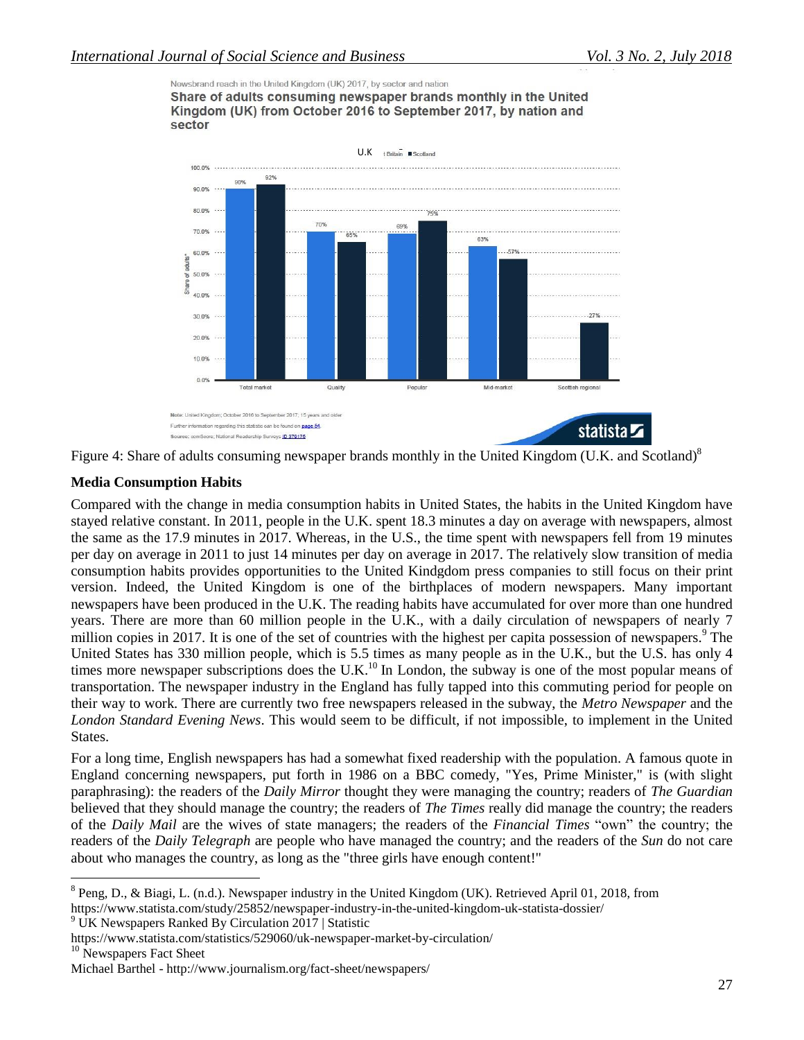Newsbrand reach in the United Kingdom (UK) 2017, by sector and nation

**Share of adults consuming newspaper brands monthly in the United Kingdom (UK) from October 2016 to September 2017, by nation and sector**

| | Total market | Quality | Popular | Mid-market | Scottish regional |
|---|---|---|---|---|---|
| U.K / Great Britain | 90% | 70% | 69% | 63% | |
| Scotland | 92% | 65% | 75% | 57% | 27% |

Note: United Kingdom; October 2016 to September 2017; 15 years and older

Further information regarding this statistic can be found on page 54.

Source: comScore; National Readership Surveys ID 379176

Figure 4: Share of adults consuming newspaper brands monthly in the United Kingdom (U.K. and Scotland)[8]

**Media Consumption Habits**

Compared with the change in media consumption habits in United States, the habits in the United Kingdom have stayed relative constant. In 2011, people in the U.K. spent 18.3 minutes a day on average with newspapers, almost the same as the 17.9 minutes in 2017. Whereas, in the U.S., the time spent with newspapers fell from 19 minutes per day on average in 2011 to just 14 minutes per day on average in 2017. The relatively slow transition of media consumption habits provides opportunities to the United Kindgdom press companies to still focus on their print version. Indeed, the United Kingdom is one of the birthplaces of modern newspapers. Many important newspapers have been produced in the U.K. The reading habits have accumulated for over more than one hundred years. There are more than 60 million people in the U.K., with a daily circulation of newspapers of nearly 7 million copies in 2017. It is one of the set of countries with the highest per capita possession of newspapers.[9] The United States has 330 million people, which is 5.5 times as many people as in the U.K., but the U.S. has only 4 times more newspaper subscriptions does the U.K.[10] In London, the subway is one of the most popular means of transportation. The newspaper industry in the England has fully tapped into this commuting period for people on their way to work. There are currently two free newspapers released in the subway, the *Metro Newspaper* and the *London Standard Evening News*. This would seem to be difficult, if not impossible, to implement in the United States.

For a long time, English newspapers has had a somewhat fixed readership with the population. A famous quote in England concerning newspapers, put forth in 1986 on a BBC comedy, "Yes, Prime Minister," is (with slight paraphrasing): the readers of the *Daily Mirror* thought they were managing the country; readers of *The Guardian* believed that they should manage the country; the readers of *The Times* really did manage the country; the readers of the *Daily Mail* are the wives of state managers; the readers of the *Financial Times* "own" the country; the readers of the *Daily Telegraph* are people who have managed the country; and the readers of the *Sun* do not care about who manages the country, as long as the "three girls have enough content!"

[8] Peng, D., & Biagi, L. (n.d.). Newspaper industry in the United Kingdom (UK). Retrieved April 01, 2018, from https://www.statista.com/study/25852/newspaper-industry-in-the-united-kingdom-uk-statista-dossier/

[9] UK Newspapers Ranked By Circulation 2017 | Statistic https://www.statista.com/statistics/529060/uk-newspaper-market-by-circulation/

[10] Newspapers Fact Sheet Michael Barthel - http://www.journalism.org/fact-sheet/newspapers/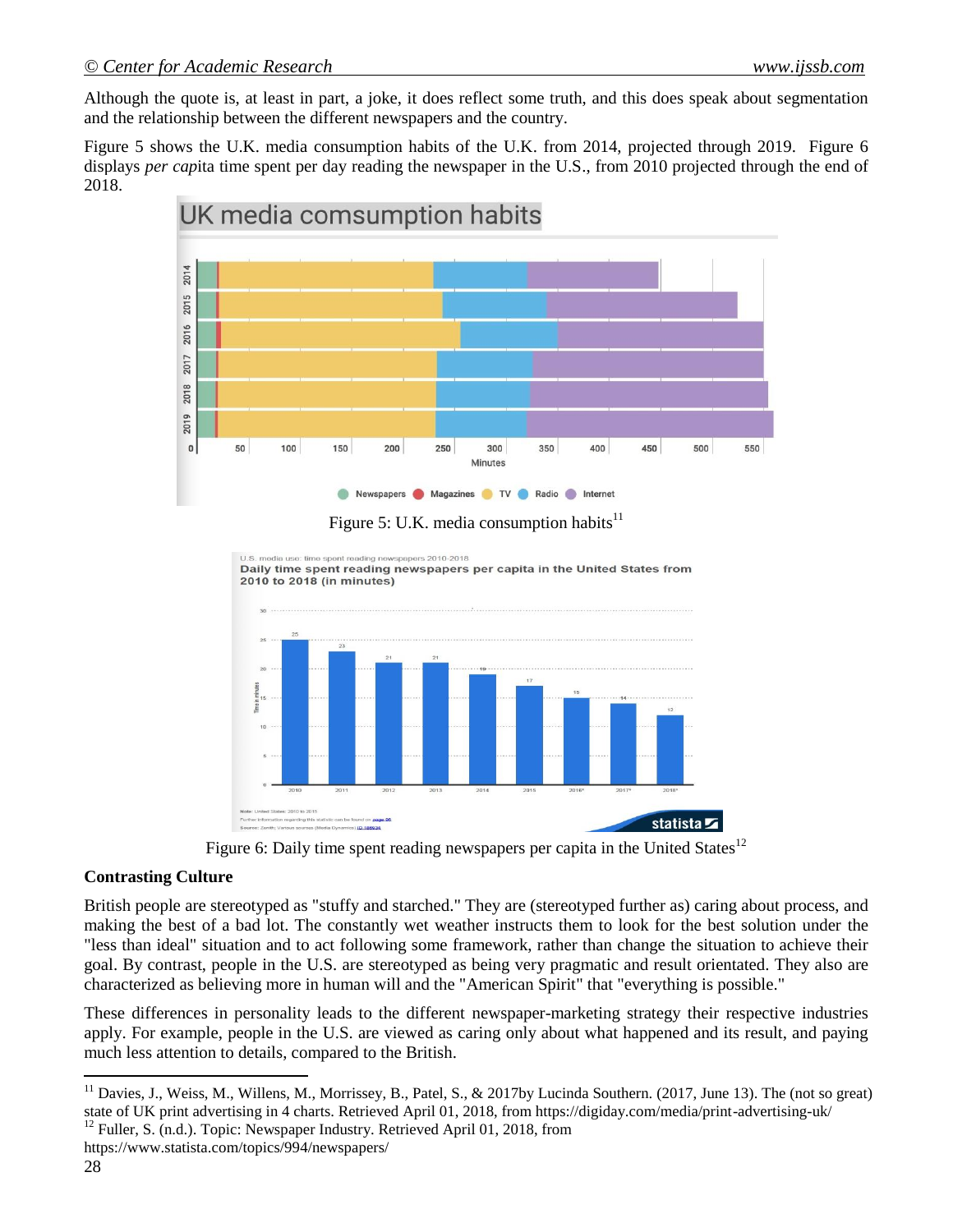Although the quote is, at least in part, a joke, it does reflect some truth, and this does speak about segmentation and the relationship between the different newspapers and the country.

Figure 5 shows the U.K. media consumption habits of the U.K. from 2014, projected through 2019. Figure 6 displays *per cap*ita time spent per day reading the newspaper in the U.S., from 2010 projected through the end of 2018.

Figure 5: U.K. media consumption habits[11]

Figure 6: Daily time spent reading newspapers per capita in the United States[12]

## Contrasting Culture

British people are stereotyped as "stuffy and starched." They are (stereotyped further as) caring about process, and making the best of a bad lot. The constantly wet weather instructs them to look for the best solution under the "less than ideal" situation and to act following some framework, rather than change the situation to achieve their goal. By contrast, people in the U.S. are stereotyped as being very pragmatic and result orientated. They also are characterized as believing more in human will and the "American Spirit" that "everything is possible."

These differences in personality leads to the different newspaper-marketing strategy their respective industries apply. For example, people in the U.S. are viewed as caring only about what happened and its result, and paying much less attention to details, compared to the British.

---

[11] Davies, J., Weiss, M., Willens, M., Morrissey, B., Patel, S., & 2017by Lucinda Southern. (2017, June 13). The (not so great) state of UK print advertising in 4 charts. Retrieved April 01, 2018, from https://digiday.com/media/print-advertising-uk/

[12] Fuller, S. (n.d.). Topic: Newspaper Industry. Retrieved April 01, 2018, from https://www.statista.com/topics/994/newspapers/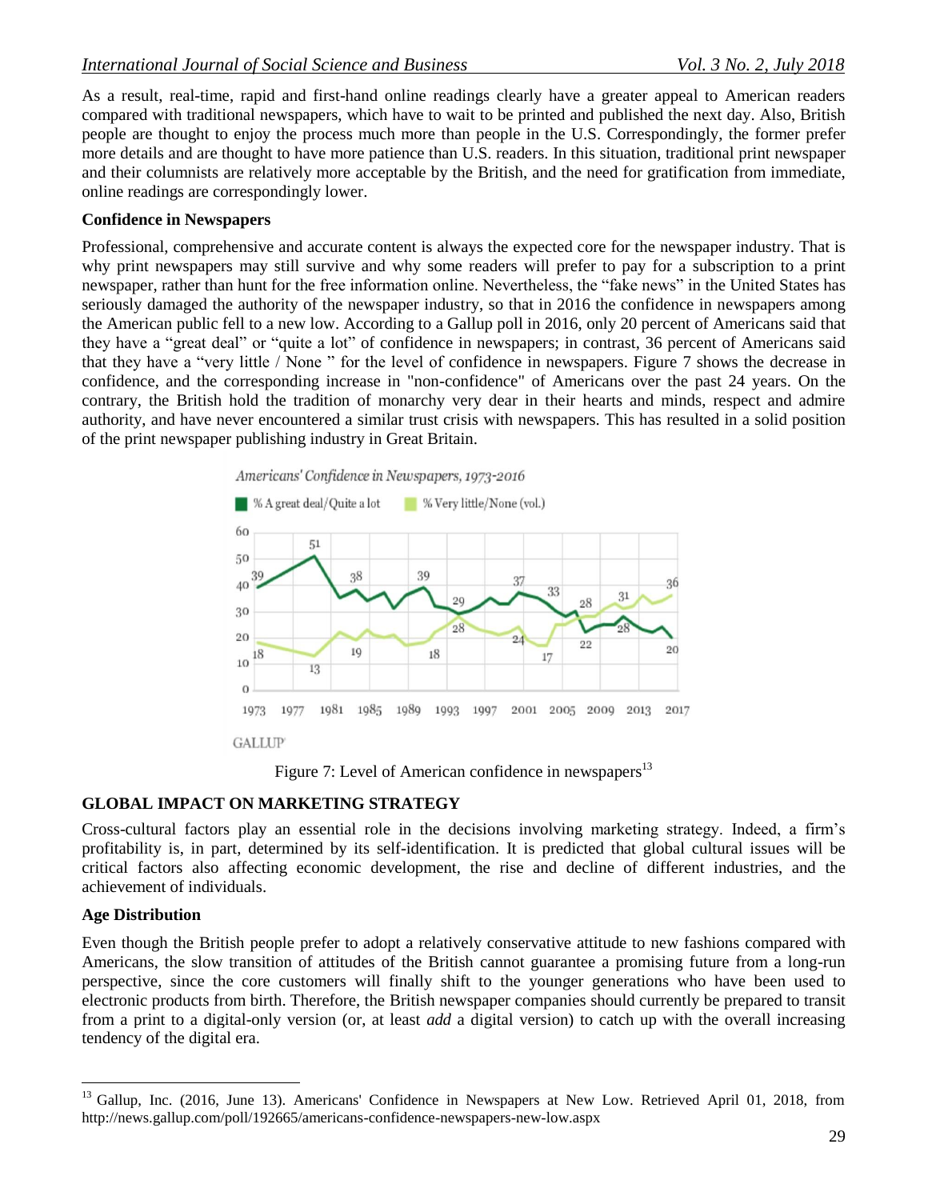As a result, real-time, rapid and first-hand online readings clearly have a greater appeal to American readers compared with traditional newspapers, which have to wait to be printed and published the next day. Also, British people are thought to enjoy the process much more than people in the U.S. Correspondingly, the former prefer more details and are thought to have more patience than U.S. readers. In this situation, traditional print newspaper and their columnists are relatively more acceptable by the British, and the need for gratification from immediate, online readings are correspondingly lower.

### Confidence in Newspapers

Professional, comprehensive and accurate content is always the expected core for the newspaper industry. That is why print newspapers may still survive and why some readers will prefer to pay for a subscription to a print newspaper, rather than hunt for the free information online. Nevertheless, the "fake news" in the United States has seriously damaged the authority of the newspaper industry, so that in 2016 the confidence in newspapers among the American public fell to a new low. According to a Gallup poll in 2016, only 20 percent of Americans said that they have a "great deal" or "quite a lot" of confidence in newspapers; in contrast, 36 percent of Americans said that they have a "very little / None " for the level of confidence in newspapers. Figure 7 shows the decrease in confidence, and the corresponding increase in "non-confidence" of Americans over the past 24 years. On the contrary, the British hold the tradition of monarchy very dear in their hearts and minds, respect and admire authority, and have never encountered a similar trust crisis with newspapers. This has resulted in a solid position of the print newspaper publishing industry in Great Britain.

Americans' Confidence in Newspapers, 1973-2016

% A great deal/Quite a lot | % Very little/None (vol.)

GALLUP

Figure 7: Level of American confidence in newspapers[13]

## GLOBAL IMPACT ON MARKETING STRATEGY

Cross-cultural factors play an essential role in the decisions involving marketing strategy. Indeed, a firm's profitability is, in part, determined by its self-identification. It is predicted that global cultural issues will be critical factors also affecting economic development, the rise and decline of different industries, and the achievement of individuals.

### Age Distribution

Even though the British people prefer to adopt a relatively conservative attitude to new fashions compared with Americans, the slow transition of attitudes of the British cannot guarantee a promising future from a long-run perspective, since the core customers will finally shift to the younger generations who have been used to electronic products from birth. Therefore, the British newspaper companies should currently be prepared to transit from a print to a digital-only version (or, at least *add* a digital version) to catch up with the overall increasing tendency of the digital era.

---

[13] Gallup, Inc. (2016, June 13). Americans' Confidence in Newspapers at New Low. Retrieved April 01, 2018, from http://news.gallup.com/poll/192665/americans-confidence-newspapers-new-low.aspx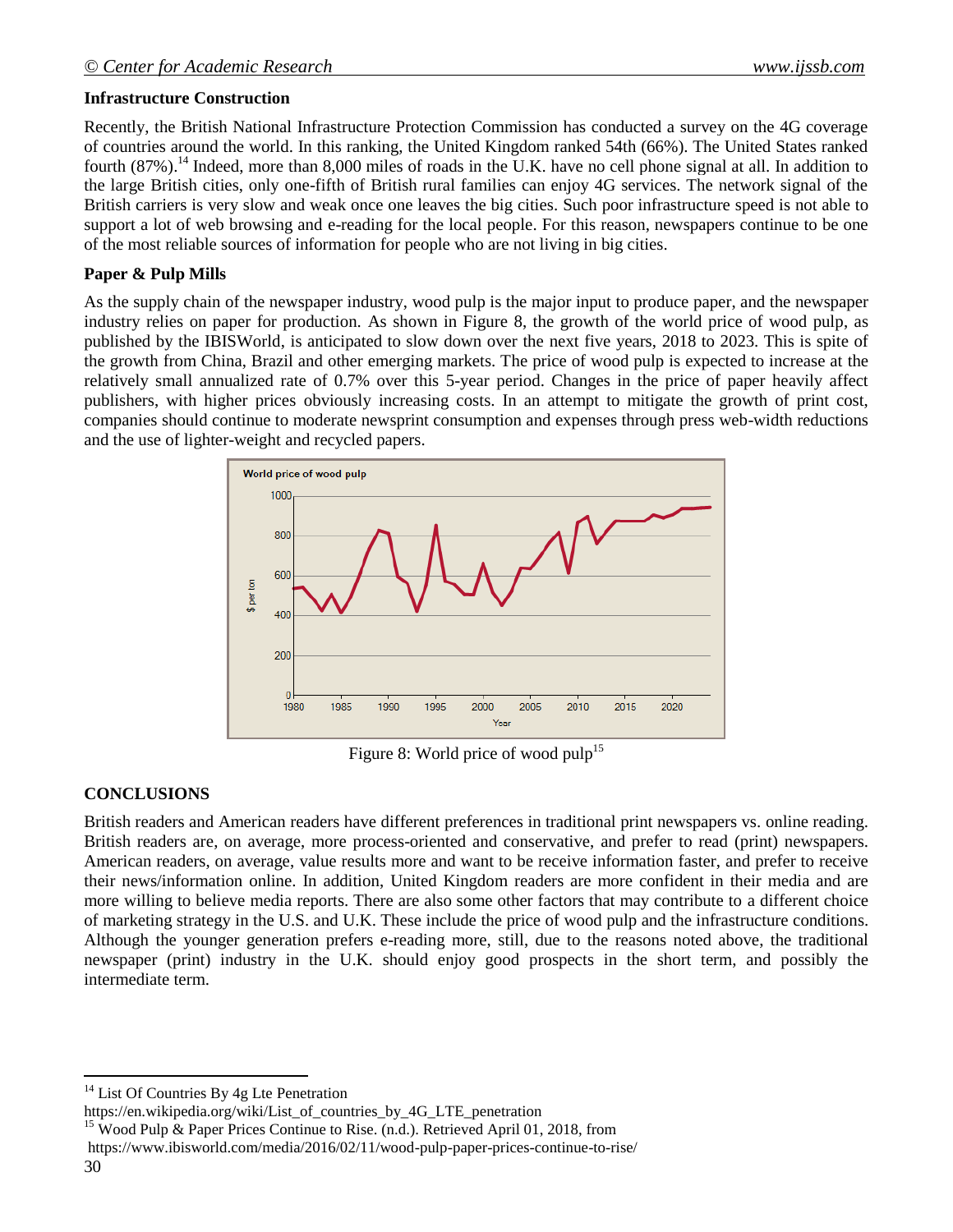### Infrastructure Construction

Recently, the British National Infrastructure Protection Commission has conducted a survey on the 4G coverage of countries around the world. In this ranking, the United Kingdom ranked 54th (66%). The United States ranked fourth (87%).[14] Indeed, more than 8,000 miles of roads in the U.K. have no cell phone signal at all. In addition to the large British cities, only one-fifth of British rural families can enjoy 4G services. The network signal of the British carriers is very slow and weak once one leaves the big cities. Such poor infrastructure speed is not able to support a lot of web browsing and e-reading for the local people. For this reason, newspapers continue to be one of the most reliable sources of information for people who are not living in big cities.

### Paper & Pulp Mills

As the supply chain of the newspaper industry, wood pulp is the major input to produce paper, and the newspaper industry relies on paper for production. As shown in Figure 8, the growth of the world price of wood pulp, as published by the IBISWorld, is anticipated to slow down over the next five years, 2018 to 2023. This is spite of the growth from China, Brazil and other emerging markets. The price of wood pulp is expected to increase at the relatively small annualized rate of 0.7% over this 5-year period. Changes in the price of paper heavily affect publishers, with higher prices obviously increasing costs. In an attempt to mitigate the growth of print cost, companies should continue to moderate newsprint consumption and expenses through press web-width reductions and the use of lighter-weight and recycled papers.

Figure 8: World price of wood pulp[15]

## CONCLUSIONS

British readers and American readers have different preferences in traditional print newspapers vs. online reading. British readers are, on average, more process-oriented and conservative, and prefer to read (print) newspapers. American readers, on average, value results more and want to be receive information faster, and prefer to receive their news/information online. In addition, United Kingdom readers are more confident in their media and are more willing to believe media reports. There are also some other factors that may contribute to a different choice of marketing strategy in the U.S. and U.K. These include the price of wood pulp and the infrastructure conditions. Although the younger generation prefers e-reading more, still, due to the reasons noted above, the traditional newspaper (print) industry in the U.K. should enjoy good prospects in the short term, and possibly the intermediate term.

---

[14] List Of Countries By 4g Lte Penetration
https://en.wikipedia.org/wiki/List_of_countries_by_4G_LTE_penetration

[15] Wood Pulp & Paper Prices Continue to Rise. (n.d.). Retrieved April 01, 2018, from
https://www.ibisworld.com/media/2016/02/11/wood-pulp-paper-prices-continue-to-rise/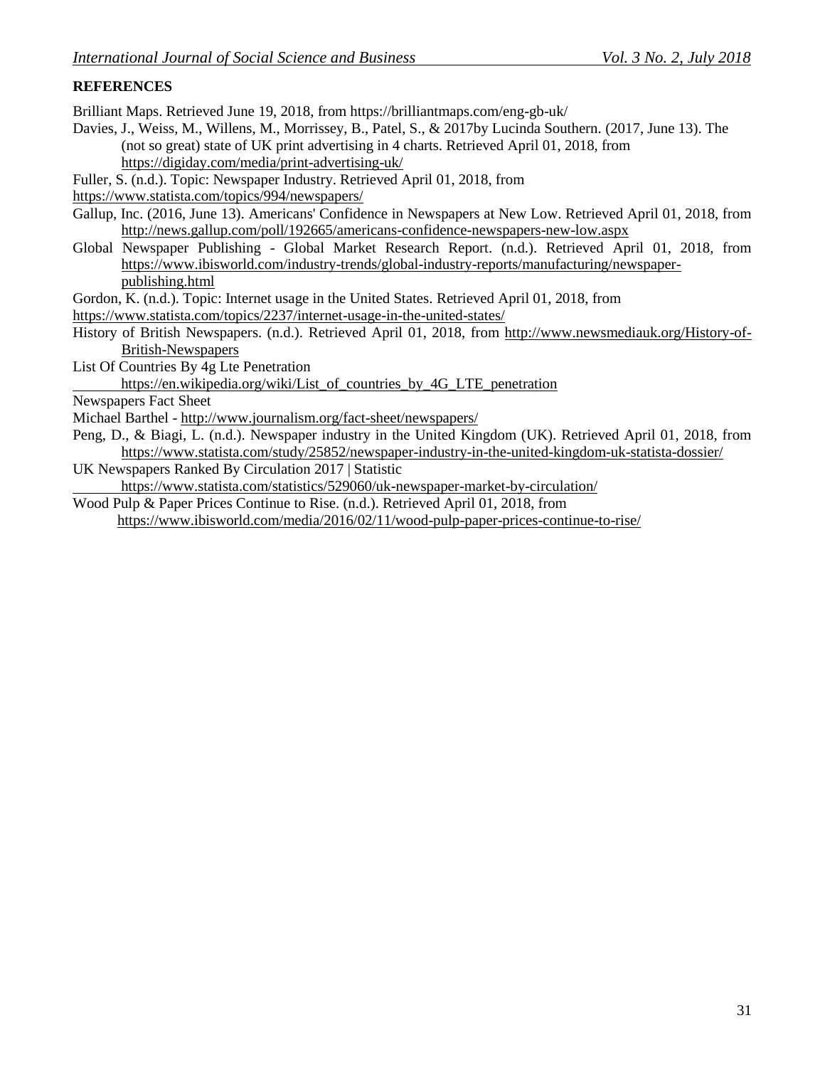**REFERENCES**

Brilliant Maps. Retrieved June 19, 2018, from https://brilliantmaps.com/eng-gb-uk/

Davies, J., Weiss, M., Willens, M., Morrissey, B., Patel, S., & 2017by Lucinda Southern. (2017, June 13). The (not so great) state of UK print advertising in 4 charts. Retrieved April 01, 2018, from https://digiday.com/media/print-advertising-uk/

Fuller, S. (n.d.). Topic: Newspaper Industry. Retrieved April 01, 2018, from https://www.statista.com/topics/994/newspapers/

Gallup, Inc. (2016, June 13). Americans' Confidence in Newspapers at New Low. Retrieved April 01, 2018, from http://news.gallup.com/poll/192665/americans-confidence-newspapers-new-low.aspx

Global Newspaper Publishing - Global Market Research Report. (n.d.). Retrieved April 01, 2018, from https://www.ibisworld.com/industry-trends/global-industry-reports/manufacturing/newspaper-publishing.html

Gordon, K. (n.d.). Topic: Internet usage in the United States. Retrieved April 01, 2018, from https://www.statista.com/topics/2237/internet-usage-in-the-united-states/

History of British Newspapers. (n.d.). Retrieved April 01, 2018, from http://www.newsmediauk.org/History-of-British-Newspapers

List Of Countries By 4g Lte Penetration https://en.wikipedia.org/wiki/List_of_countries_by_4G_LTE_penetration

Newspapers Fact Sheet

Michael Barthel - http://www.journalism.org/fact-sheet/newspapers/

Peng, D., & Biagi, L. (n.d.). Newspaper industry in the United Kingdom (UK). Retrieved April 01, 2018, from https://www.statista.com/study/25852/newspaper-industry-in-the-united-kingdom-uk-statista-dossier/

UK Newspapers Ranked By Circulation 2017 | Statistic https://www.statista.com/statistics/529060/uk-newspaper-market-by-circulation/

Wood Pulp & Paper Prices Continue to Rise. (n.d.). Retrieved April 01, 2018, from https://www.ibisworld.com/media/2016/02/11/wood-pulp-paper-prices-continue-to-rise/